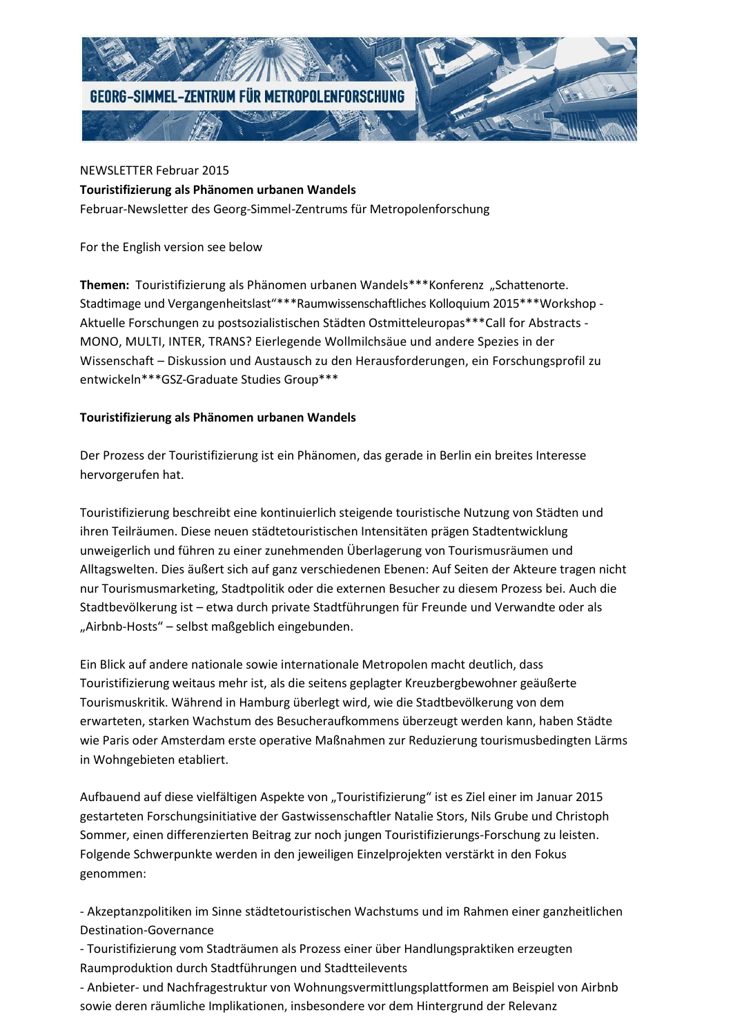# GEORG-SIMMEL-ZENTRUM FÜR METROPOLENFORSCHUNG

NEWSLETTER Februar 2015

**Touristifizierung als Phänomen urbanen Wandels**

Februar-Newsletter des Georg-Simmel-Zentrums für Metropolenforschung

For the English version see below

**Themen:** Touristifizierung als Phänomen urbanen Wandels***Konferenz „Schattenorte. Stadtimage und Vergangenheitslast"***Raumwissenschaftliches Kolloquium 2015***Workshop - Aktuelle Forschungen zu postsozialistischen Städten Ostmitteleuropas***Call for Abstracts - MONO, MULTI, INTER, TRANS? Eierlegende Wollmilchsäue und andere Spezies in der Wissenschaft – Diskussion und Austausch zu den Herausforderungen, ein Forschungsprofil zu entwickeln***GSZ-Graduate Studies Group***

## Touristifizierung als Phänomen urbanen Wandels

Der Prozess der Touristifizierung ist ein Phänomen, das gerade in Berlin ein breites Interesse hervorgerufen hat.

Touristifizierung beschreibt eine kontinuierlich steigende touristische Nutzung von Städten und ihren Teilräumen. Diese neuen städtetouristischen Intensitäten prägen Stadtentwicklung unweigerlich und führen zu einer zunehmenden Überlagerung von Tourismusräumen und Alltagswelten. Dies äußert sich auf ganz verschiedenen Ebenen: Auf Seiten der Akteure tragen nicht nur Tourismusmarketing, Stadtpolitik oder die externen Besucher zu diesem Prozess bei. Auch die Stadtbevölkerung ist – etwa durch private Stadtführungen für Freunde und Verwandte oder als „Airbnb-Hosts" – selbst maßgeblich eingebunden.

Ein Blick auf andere nationale sowie internationale Metropolen macht deutlich, dass Touristifizierung weitaus mehr ist, als die seitens geplagter Kreuzbergbewohner geäußerte Tourismuskritik. Während in Hamburg überlegt wird, wie die Stadtbevölkerung von dem erwarteten, starken Wachstum des Besucheraufkommens überzeugt werden kann, haben Städte wie Paris oder Amsterdam erste operative Maßnahmen zur Reduzierung tourismusbedingten Lärms in Wohngebieten etabliert.

Aufbauend auf diese vielfältigen Aspekte von „Touristifizierung" ist es Ziel einer im Januar 2015 gestarteten Forschungsinitiative der Gastwissenschaftler Natalie Stors, Nils Grube und Christoph Sommer, einen differenzierten Beitrag zur noch jungen Touristifizierungs-Forschung zu leisten. Folgende Schwerpunkte werden in den jeweiligen Einzelprojekten verstärkt in den Fokus genommen:

- Akzeptanzpolitiken im Sinne städtetouristischen Wachstums und im Rahmen einer ganzheitlichen Destination-Governance
- Touristifizierung vom Stadträumen als Prozess einer über Handlungspraktiken erzeugten Raumproduktion durch Stadtführungen und Stadtteilevents
- Anbieter- und Nachfragestruktur von Wohnungsvermittlungsplattformen am Beispiel von Airbnb sowie deren räumliche Implikationen, insbesondere vor dem Hintergrund der Relevanz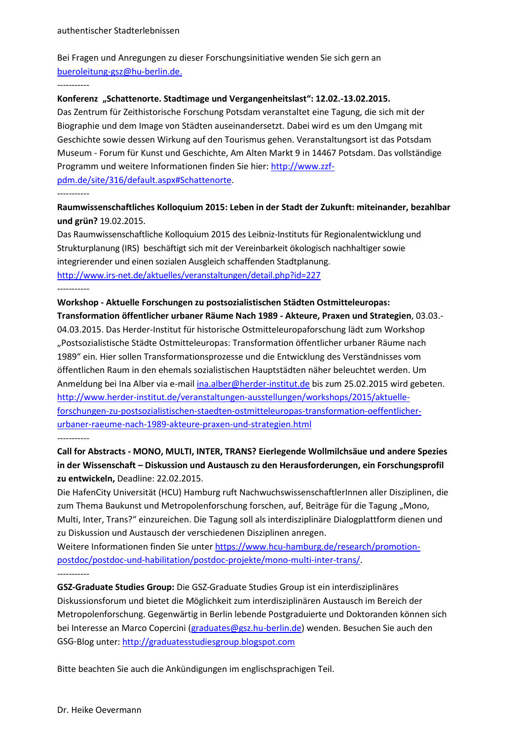authentischer Stadterlebnissen

Bei Fragen und Anregungen zu dieser Forschungsinitiative wenden Sie sich gern an bueroleitung-gsz@hu-berlin.de.

-----------

**Konferenz „Schattenorte. Stadtimage und Vergangenheitslast": 12.02.-13.02.2015.**
Das Zentrum für Zeithistorische Forschung Potsdam veranstaltet eine Tagung, die sich mit der Biographie und dem Image von Städten auseinandersetzt. Dabei wird es um den Umgang mit Geschichte sowie dessen Wirkung auf den Tourismus gehen. Veranstaltungsort ist das Potsdam Museum - Forum für Kunst und Geschichte, Am Alten Markt 9 in 14467 Potsdam. Das vollständige Programm und weitere Informationen finden Sie hier: http://www.zzf-pdm.de/site/316/default.aspx#Schattenorte.

-----------

**Raumwissenschaftliches Kolloquium 2015: Leben in der Stadt der Zukunft: miteinander, bezahlbar und grün?** 19.02.2015.
Das Raumwissenschaftliche Kolloquium 2015 des Leibniz-Instituts für Regionalentwicklung und Strukturplanung (IRS) beschäftigt sich mit der Vereinbarkeit ökologisch nachhaltiger sowie integrierender und einen sozialen Ausgleich schaffenden Stadtplanung.
http://www.irs-net.de/aktuelles/veranstaltungen/detail.php?id=227

-----------

**Workshop - Aktuelle Forschungen zu postsozialistischen Städten Ostmitteleuropas: Transformation öffentlicher urbaner Räume Nach 1989 - Akteure, Praxen und Strategien**, 03.03.-04.03.2015. Das Herder-Institut für historische Ostmitteleuropaforschung lädt zum Workshop „Postsozialistische Städte Ostmitteleuropas: Transformation öffentlicher urbaner Räume nach 1989" ein. Hier sollen Transformationsprozesse und die Entwicklung des Verständnisses vom öffentlichen Raum in den ehemals sozialistischen Hauptstädten näher beleuchtet werden. Um Anmeldung bei Ina Alber via e-mail ina.alber@herder-institut.de bis zum 25.02.2015 wird gebeten.
http://www.herder-institut.de/veranstaltungen-ausstellungen/workshops/2015/aktuelle-forschungen-zu-postsozialistischen-staedten-ostmitteleuropas-transformation-oeffentlicher-urbaner-raeume-nach-1989-akteure-praxen-und-strategien.html

-----------

**Call for Abstracts - MONO, MULTI, INTER, TRANS? Eierlegende Wollmilchsäue und andere Spezies in der Wissenschaft – Diskussion und Austausch zu den Herausforderungen, ein Forschungsprofil zu entwickeln,** Deadline: 22.02.2015.
Die HafenCity Universität (HCU) Hamburg ruft NachwuchswissenschaftlerInnen aller Disziplinen, die zum Thema Baukunst und Metropolenforschung forschen, auf, Beiträge für die Tagung „Mono, Multi, Inter, Trans?" einzureichen. Die Tagung soll als interdisziplinäre Dialogplattform dienen und zu Diskussion und Austausch der verschiedenen Disziplinen anregen.
Weitere Informationen finden Sie unter https://www.hcu-hamburg.de/research/promotion-postdoc/postdoc-und-habilitation/postdoc-projekte/mono-multi-inter-trans/.

-----------

**GSZ-Graduate Studies Group:** Die GSZ-Graduate Studies Group ist ein interdisziplinäres Diskussionsforum und bietet die Möglichkeit zum interdisziplinären Austausch im Bereich der Metropolenforschung. Gegenwärtig in Berlin lebende Postgraduierte und Doktoranden können sich bei Interesse an Marco Copercini (graduates@gsz.hu-berlin.de) wenden. Besuchen Sie auch den GSG-Blog unter: http://graduatesstudiesgroup.blogspot.com

Bitte beachten Sie auch die Ankündigungen im englischsprachigen Teil.

Dr. Heike Oevermann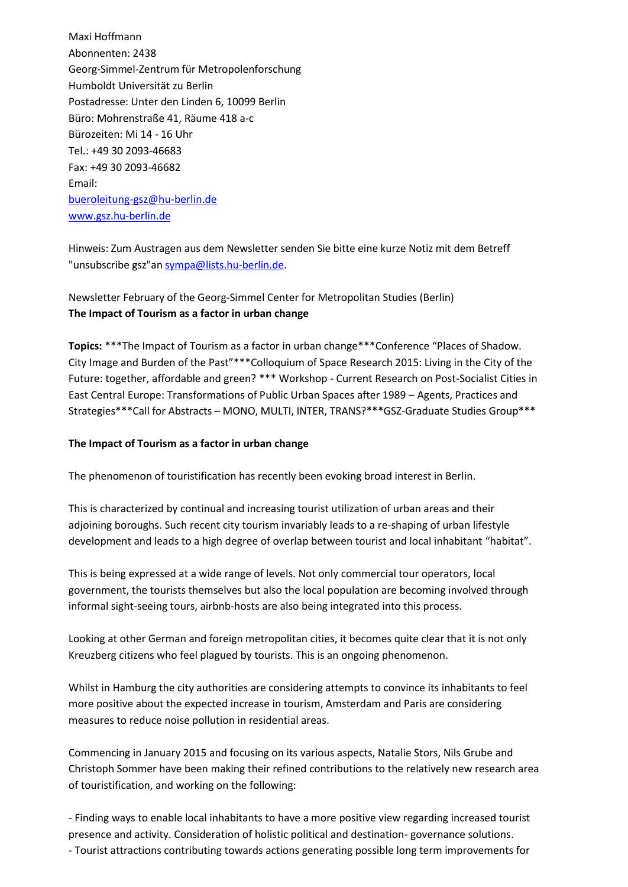Maxi Hoffmann
Abonnenten: 2438
Georg-Simmel-Zentrum für Metropolenforschung
Humboldt Universität zu Berlin
Postadresse: Unter den Linden 6, 10099 Berlin
Büro: Mohrenstraße 41, Räume 418 a-c
Bürozeiten: Mi 14 - 16 Uhr
Tel.: +49 30 2093-46683
Fax: +49 30 2093-46682
Email:
bueroleitung-gsz@hu-berlin.de
www.gsz.hu-berlin.de

Hinweis: Zum Austragen aus dem Newsletter senden Sie bitte eine kurze Notiz mit dem Betreff "unsubscribe gsz"an sympa@lists.hu-berlin.de.

Newsletter February of the Georg-Simmel Center for Metropolitan Studies (Berlin)
**The Impact of Tourism as a factor in urban change**

**Topics:** ***The Impact of Tourism as a factor in urban change***Conference "Places of Shadow. City Image and Burden of the Past"***Colloquium of Space Research 2015: Living in the City of the Future: together, affordable and green? *** Workshop - Current Research on Post-Socialist Cities in East Central Europe: Transformations of Public Urban Spaces after 1989 – Agents, Practices and Strategies***Call for Abstracts – MONO, MULTI, INTER, TRANS?***GSZ-Graduate Studies Group***

**The Impact of Tourism as a factor in urban change**

The phenomenon of touristification has recently been evoking broad interest in Berlin.

This is characterized by continual and increasing tourist utilization of urban areas and their adjoining boroughs. Such recent city tourism invariably leads to a re-shaping of urban lifestyle development and leads to a high degree of overlap between tourist and local inhabitant "habitat".

This is being expressed at a wide range of levels. Not only commercial tour operators, local government, the tourists themselves but also the local population are becoming involved through informal sight-seeing tours, airbnb-hosts are also being integrated into this process.

Looking at other German and foreign metropolitan cities, it becomes quite clear that it is not only Kreuzberg citizens who feel plagued by tourists. This is an ongoing phenomenon.

Whilst in Hamburg the city authorities are considering attempts to convince its inhabitants to feel more positive about the expected increase in tourism, Amsterdam and Paris are considering measures to reduce noise pollution in residential areas.

Commencing in January 2015 and focusing on its various aspects, Natalie Stors, Nils Grube and Christoph Sommer have been making their refined contributions to the relatively new research area of touristification, and working on the following:

- Finding ways to enable local inhabitants to have a more positive view regarding increased tourist presence and activity. Consideration of holistic political and destination- governance solutions.
- Tourist attractions contributing towards actions generating possible long term improvements for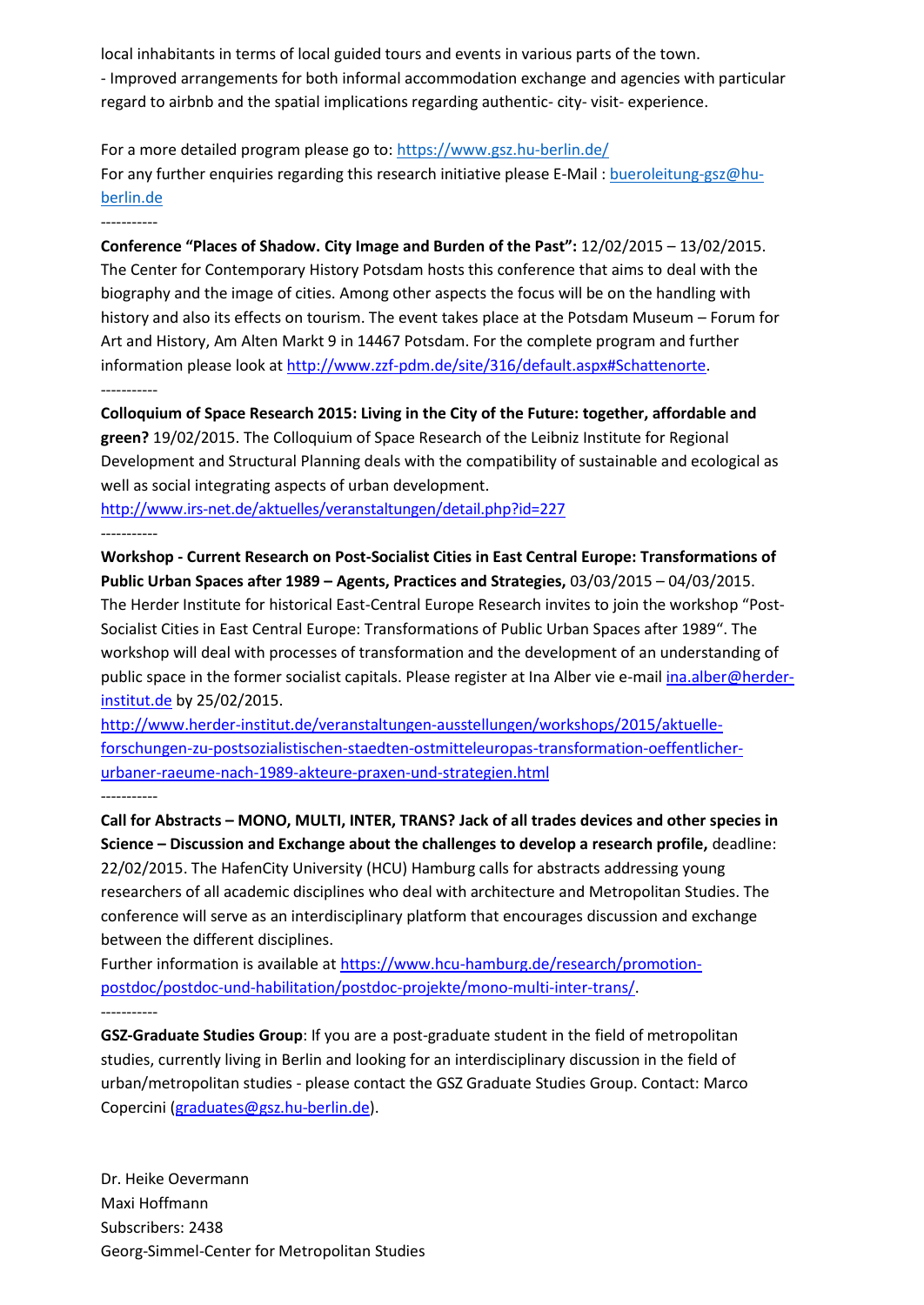local inhabitants in terms of local guided tours and events in various parts of the town.
- Improved arrangements for both informal accommodation exchange and agencies with particular regard to airbnb and the spatial implications regarding authentic- city- visit- experience.

For a more detailed program please go to: https://www.gsz.hu-berlin.de/
For any further enquiries regarding this research initiative please E-Mail : bueroleitung-gsz@hu-berlin.de

-----------

**Conference "Places of Shadow. City Image and Burden of the Past":** 12/02/2015 – 13/02/2015. The Center for Contemporary History Potsdam hosts this conference that aims to deal with the biography and the image of cities. Among other aspects the focus will be on the handling with history and also its effects on tourism. The event takes place at the Potsdam Museum – Forum for Art and History, Am Alten Markt 9 in 14467 Potsdam. For the complete program and further information please look at http://www.zzf-pdm.de/site/316/default.aspx#Schattenorte.

-----------

**Colloquium of Space Research 2015: Living in the City of the Future: together, affordable and green?** 19/02/2015. The Colloquium of Space Research of the Leibniz Institute for Regional Development and Structural Planning deals with the compatibility of sustainable and ecological as well as social integrating aspects of urban development.
http://www.irs-net.de/aktuelles/veranstaltungen/detail.php?id=227

-----------

**Workshop - Current Research on Post-Socialist Cities in East Central Europe: Transformations of Public Urban Spaces after 1989 – Agents, Practices and Strategies,** 03/03/2015 – 04/03/2015. The Herder Institute for historical East-Central Europe Research invites to join the workshop "Post-Socialist Cities in East Central Europe: Transformations of Public Urban Spaces after 1989". The workshop will deal with processes of transformation and the development of an understanding of public space in the former socialist capitals. Please register at Ina Alber vie e-mail ina.alber@herder-institut.de by 25/02/2015.
http://www.herder-institut.de/veranstaltungen-ausstellungen/workshops/2015/aktuelle-forschungen-zu-postsozialistischen-staedten-ostmitteleuropas-transformation-oeffentlicher-urbaner-raeume-nach-1989-akteure-praxen-und-strategien.html

-----------

**Call for Abstracts – MONO, MULTI, INTER, TRANS? Jack of all trades devices and other species in Science – Discussion and Exchange about the challenges to develop a research profile,** deadline: 22/02/2015. The HafenCity University (HCU) Hamburg calls for abstracts addressing young researchers of all academic disciplines who deal with architecture and Metropolitan Studies. The conference will serve as an interdisciplinary platform that encourages discussion and exchange between the different disciplines.
Further information is available at https://www.hcu-hamburg.de/research/promotion-postdoc/postdoc-und-habilitation/postdoc-projekte/mono-multi-inter-trans/.

-----------

**GSZ-Graduate Studies Group**: If you are a post-graduate student in the field of metropolitan studies, currently living in Berlin and looking for an interdisciplinary discussion in the field of urban/metropolitan studies - please contact the GSZ Graduate Studies Group. Contact: Marco Copercini (graduates@gsz.hu-berlin.de).

Dr. Heike Oevermann
Maxi Hoffmann
Subscribers: 2438
Georg-Simmel-Center for Metropolitan Studies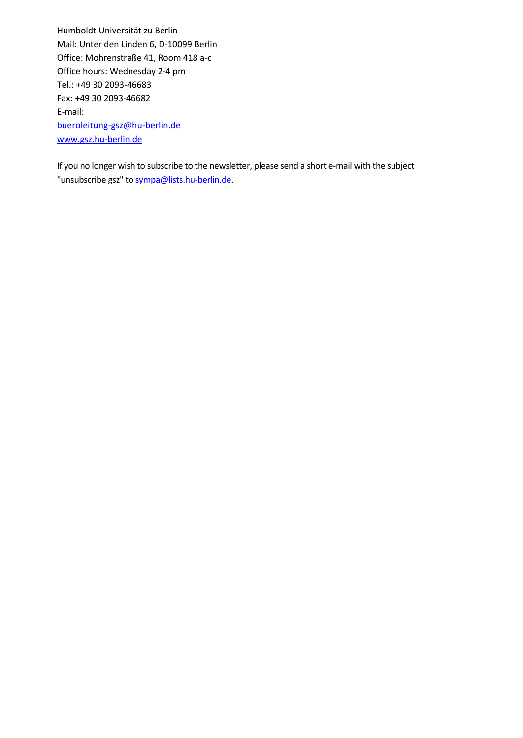Humboldt Universität zu Berlin
Mail: Unter den Linden 6, D-10099 Berlin
Office: Mohrenstraße 41, Room 418 a-c
Office hours: Wednesday 2-4 pm
Tel.: +49 30 2093-46683
Fax: +49 30 2093-46682
E-mail:
bueroleitung-gsz@hu-berlin.de
www.gsz.hu-berlin.de

If you no longer wish to subscribe to the newsletter, please send a short e-mail with the subject "unsubscribe gsz" to sympa@lists.hu-berlin.de.